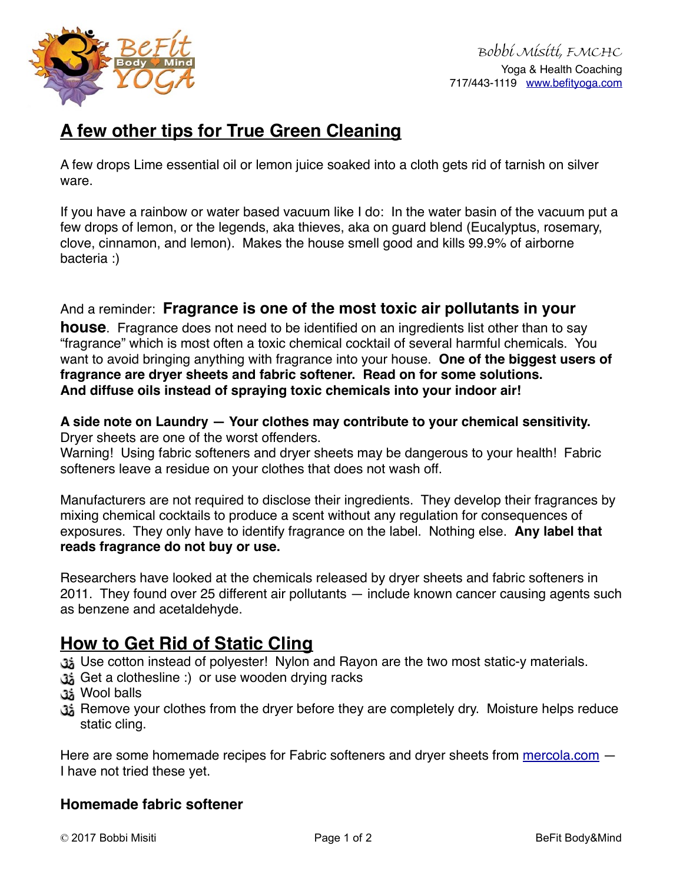Bobbi Misiti, FMCHC
Yoga & Health Coaching
717/443-1119 www.befityoga.com

## A few other tips for True Green Cleaning

A few drops Lime essential oil or lemon juice soaked into a cloth gets rid of tarnish on silver ware.

If you have a rainbow or water based vacuum like I do: In the water basin of the vacuum put a few drops of lemon, or the legends, aka thieves, aka on guard blend (Eucalyptus, rosemary, clove, cinnamon, and lemon). Makes the house smell good and kills 99.9% of airborne bacteria :)

And a reminder: **Fragrance is one of the most toxic air pollutants in your house**. Fragrance does not need to be identified on an ingredients list other than to say "fragrance" which is most often a toxic chemical cocktail of several harmful chemicals. You want to avoid bringing anything with fragrance into your house. **One of the biggest users of fragrance are dryer sheets and fabric softener. Read on for some solutions. And diffuse oils instead of spraying toxic chemicals into your indoor air!**

**A side note on Laundry — Your clothes may contribute to your chemical sensitivity.**
Dryer sheets are one of the worst offenders.
Warning! Using fabric softeners and dryer sheets may be dangerous to your health! Fabric softeners leave a residue on your clothes that does not wash off.

Manufacturers are not required to disclose their ingredients. They develop their fragrances by mixing chemical cocktails to produce a scent without any regulation for consequences of exposures. They only have to identify fragrance on the label. Nothing else. **Any label that reads fragrance do not buy or use.**

Researchers have looked at the chemicals released by dryer sheets and fabric softeners in 2011. They found over 25 different air pollutants — include known cancer causing agents such as benzene and acetaldehyde.

## How to Get Rid of Static Cling

- Use cotton instead of polyester! Nylon and Rayon are the two most static-y materials.
- Get a clothesline :) or use wooden drying racks
- Wool balls
- Remove your clothes from the dryer before they are completely dry. Moisture helps reduce static cling.

Here are some homemade recipes for Fabric softeners and dryer sheets from mercola.com — I have not tried these yet.

### Homemade fabric softener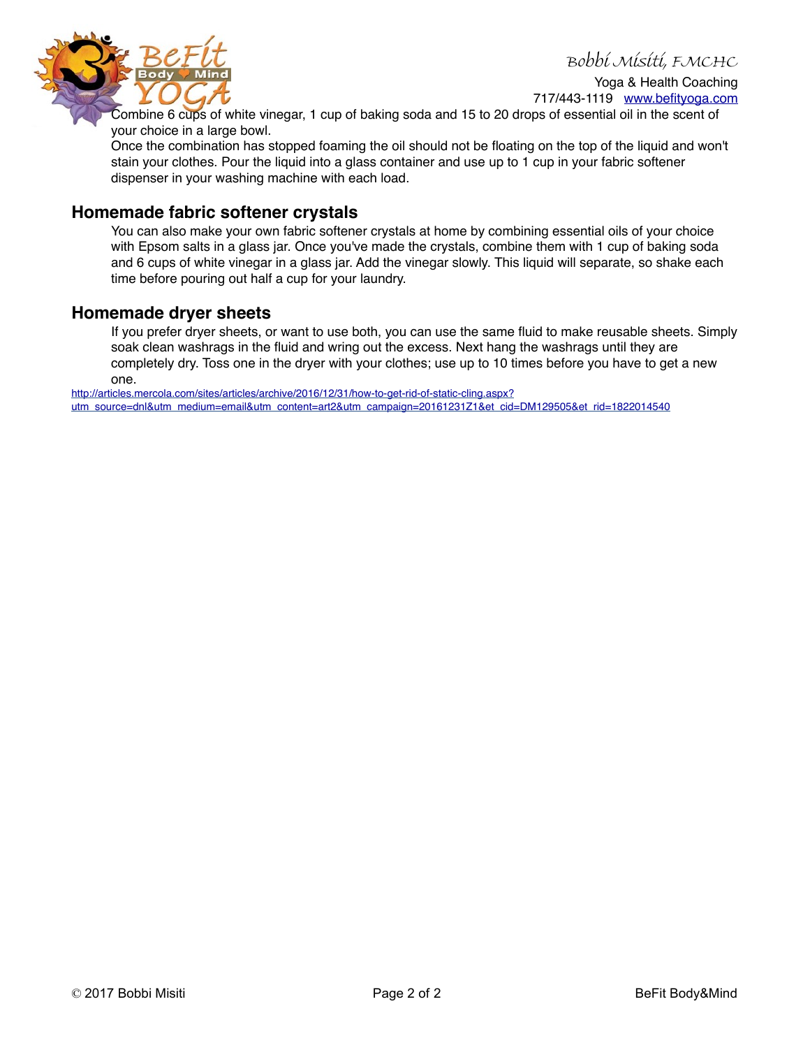Combine 6 cups of white vinegar, 1 cup of baking soda and 15 to 20 drops of essential oil in the scent of your choice in a large bowl.

Once the combination has stopped foaming the oil should not be floating on the top of the liquid and won't stain your clothes. Pour the liquid into a glass container and use up to 1 cup in your fabric softener dispenser in your washing machine with each load.

## Homemade fabric softener crystals

You can also make your own fabric softener crystals at home by combining essential oils of your choice with Epsom salts in a glass jar. Once you've made the crystals, combine them with 1 cup of baking soda and 6 cups of white vinegar in a glass jar. Add the vinegar slowly. This liquid will separate, so shake each time before pouring out half a cup for your laundry.

## Homemade dryer sheets

If you prefer dryer sheets, or want to use both, you can use the same fluid to make reusable sheets. Simply soak clean washrags in the fluid and wring out the excess. Next hang the washrags until they are completely dry. Toss one in the dryer with your clothes; use up to 10 times before you have to get a new one.

http://articles.mercola.com/sites/articles/archive/2016/12/31/how-to-get-rid-of-static-cling.aspx?utm_source=dnl&utm_medium=email&utm_content=art2&utm_campaign=20161231Z1&et_cid=DM129505&et_rid=1822014540